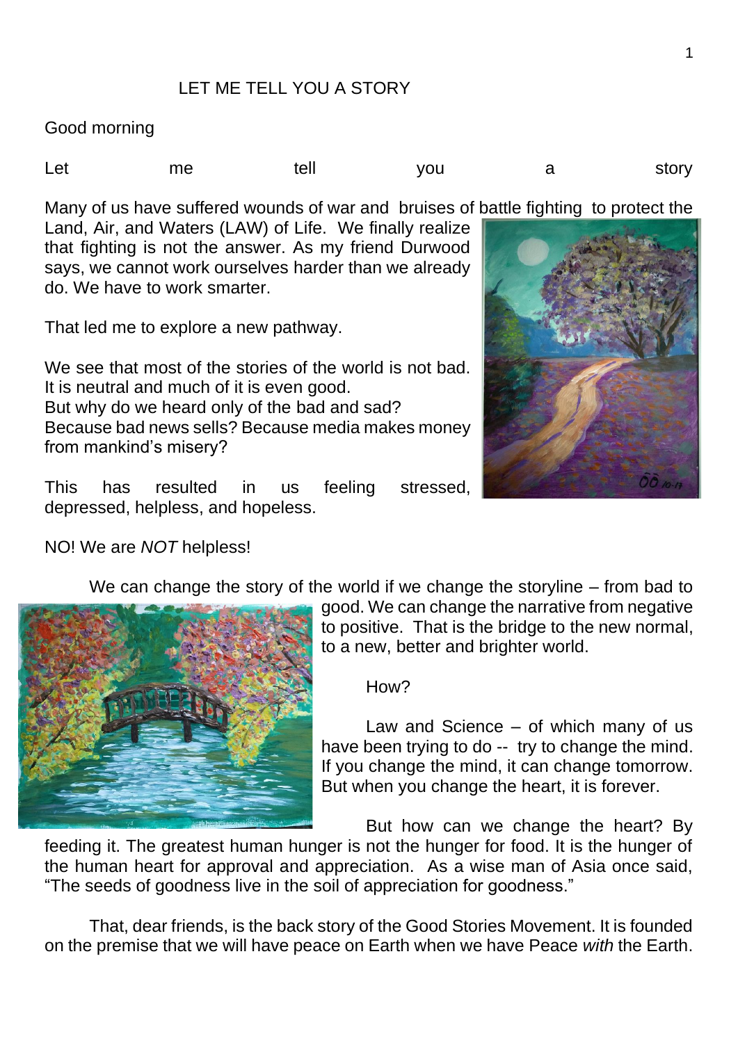# LET ME TELL YOU A STORY

Good morning

Let me tell you a story

Many of us have suffered wounds of war and bruises of battle fighting to protect the Land, Air, and Waters (LAW) of Life. We finally realize that fighting is not the answer. As my friend Durwood says, we cannot work ourselves harder than we already do. We have to work smarter.

That led me to explore a new pathway.

We see that most of the stories of the world is not bad. It is neutral and much of it is even good.
But why do we heard only of the bad and sad?
Because bad news sells? Because media makes money from mankind's misery?

This has resulted in us feeling stressed, depressed, helpless, and hopeless.

NO! We are *NOT* helpless!

We can change the story of the world if we change the storyline – from bad to good. We can change the narrative from negative to positive. That is the bridge to the new normal, to a new, better and brighter world.

How?

Law and Science – of which many of us have been trying to do -- try to change the mind. If you change the mind, it can change tomorrow. But when you change the heart, it is forever.

But how can we change the heart? By feeding it. The greatest human hunger is not the hunger for food. It is the hunger of the human heart for approval and appreciation. As a wise man of Asia once said, "The seeds of goodness live in the soil of appreciation for goodness."

That, dear friends, is the back story of the Good Stories Movement. It is founded on the premise that we will have peace on Earth when we have Peace *with* the Earth.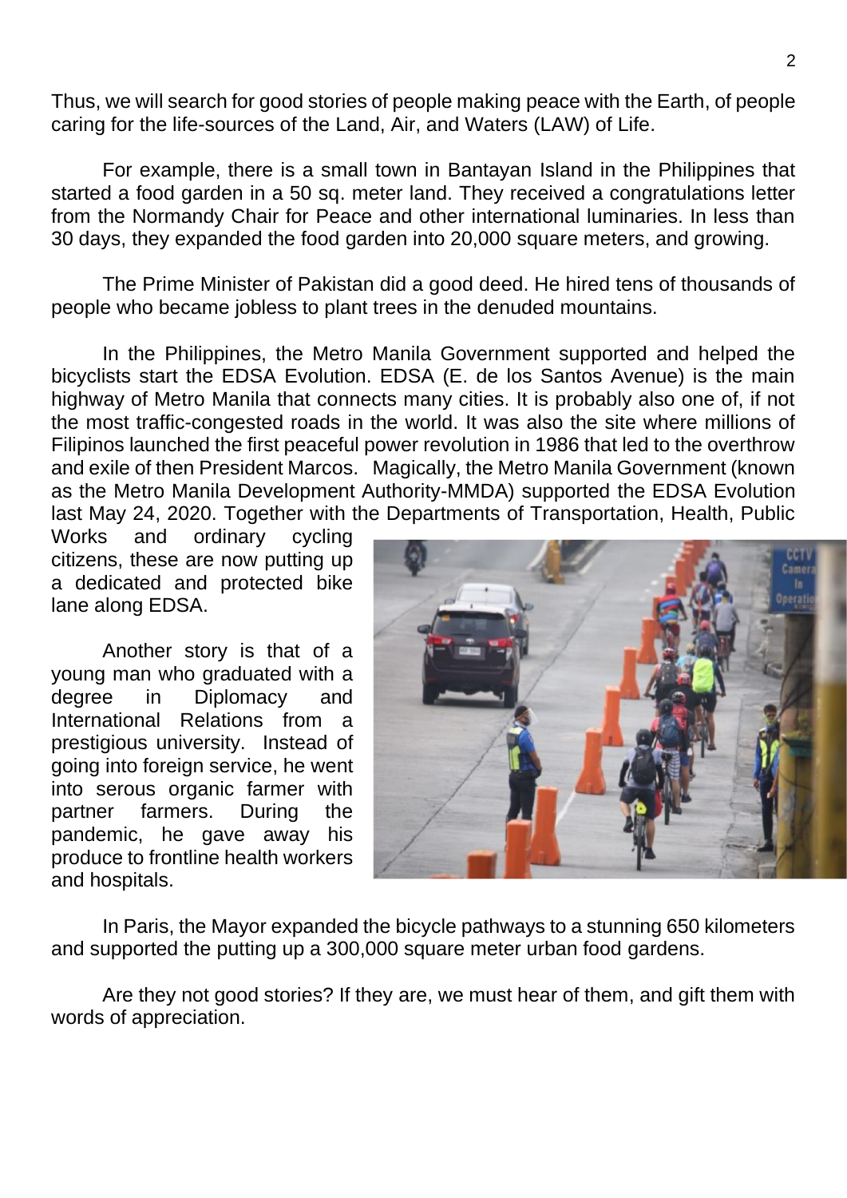Thus, we will search for good stories of people making peace with the Earth, of people caring for the life-sources of the Land, Air, and Waters (LAW) of Life.

For example, there is a small town in Bantayan Island in the Philippines that started a food garden in a 50 sq. meter land. They received a congratulations letter from the Normandy Chair for Peace and other international luminaries. In less than 30 days, they expanded the food garden into 20,000 square meters, and growing.

The Prime Minister of Pakistan did a good deed. He hired tens of thousands of people who became jobless to plant trees in the denuded mountains.

In the Philippines, the Metro Manila Government supported and helped the bicyclists start the EDSA Evolution. EDSA (E. de los Santos Avenue) is the main highway of Metro Manila that connects many cities. It is probably also one of, if not the most traffic-congested roads in the world. It was also the site where millions of Filipinos launched the first peaceful power revolution in 1986 that led to the overthrow and exile of then President Marcos. Magically, the Metro Manila Government (known as the Metro Manila Development Authority-MMDA) supported the EDSA Evolution last May 24, 2020. Together with the Departments of Transportation, Health, Public Works and ordinary cycling citizens, these are now putting up a dedicated and protected bike lane along EDSA.

Another story is that of a young man who graduated with a degree in Diplomacy and International Relations from a prestigious university. Instead of going into foreign service, he went into serous organic farmer with partner farmers. During the pandemic, he gave away his produce to frontline health workers and hospitals.

In Paris, the Mayor expanded the bicycle pathways to a stunning 650 kilometers and supported the putting up a 300,000 square meter urban food gardens.

Are they not good stories? If they are, we must hear of them, and gift them with words of appreciation.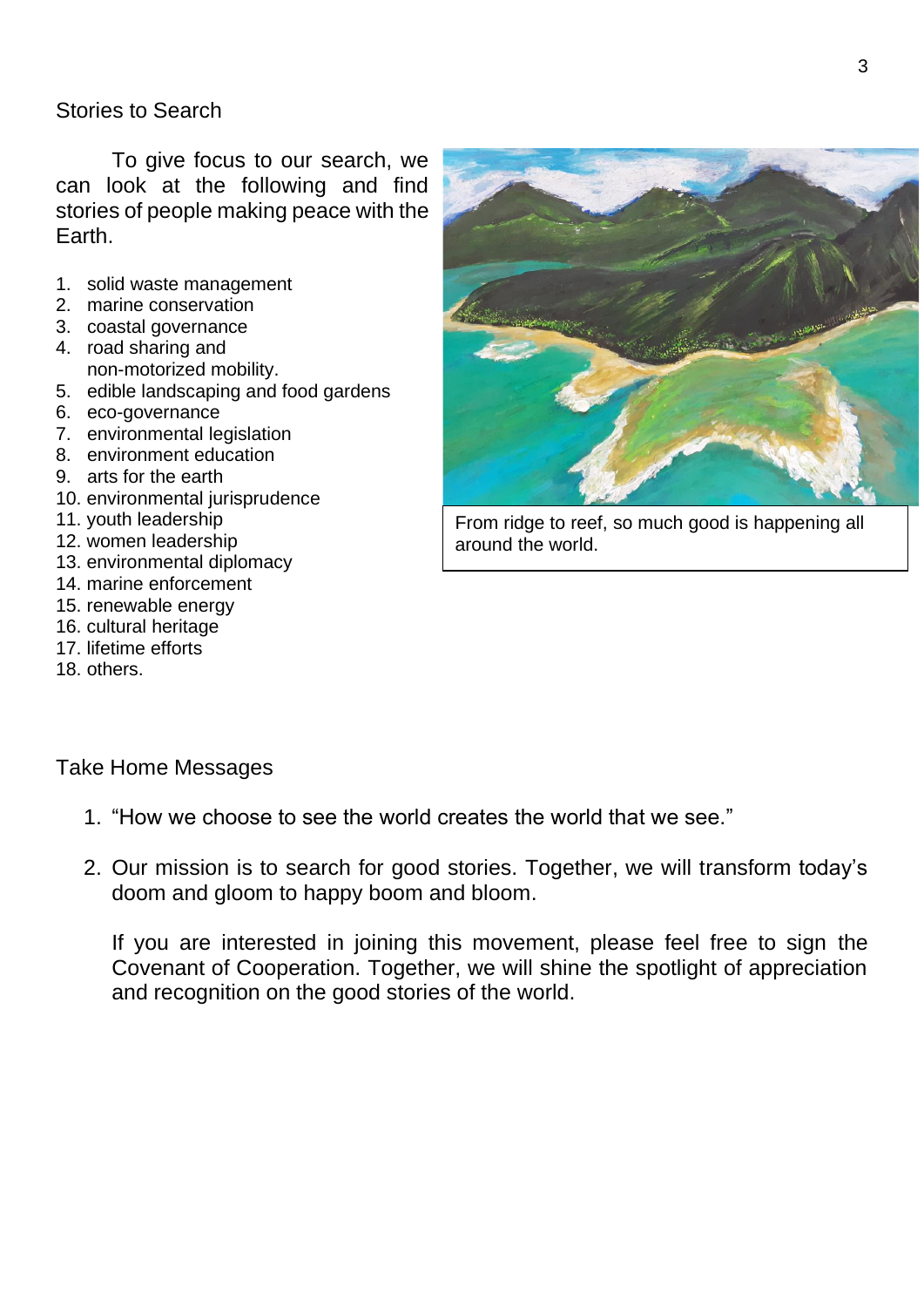## Stories to Search

To give focus to our search, we can look at the following and find stories of people making peace with the Earth.

1. solid waste management
2. marine conservation
3. coastal governance
4. road sharing and non-motorized mobility.
5. edible landscaping and food gardens
6. eco-governance
7. environmental legislation
8. environment education
9. arts for the earth
10. environmental jurisprudence
11. youth leadership
12. women leadership
13. environmental diplomacy
14. marine enforcement
15. renewable energy
16. cultural heritage
17. lifetime efforts
18. others.

From ridge to reef, so much good is happening all around the world.

## Take Home Messages

1. “How we choose to see the world creates the world that we see.”

2. Our mission is to search for good stories. Together, we will transform today’s doom and gloom to happy boom and bloom.

   If you are interested in joining this movement, please feel free to sign the Covenant of Cooperation. Together, we will shine the spotlight of appreciation and recognition on the good stories of the world.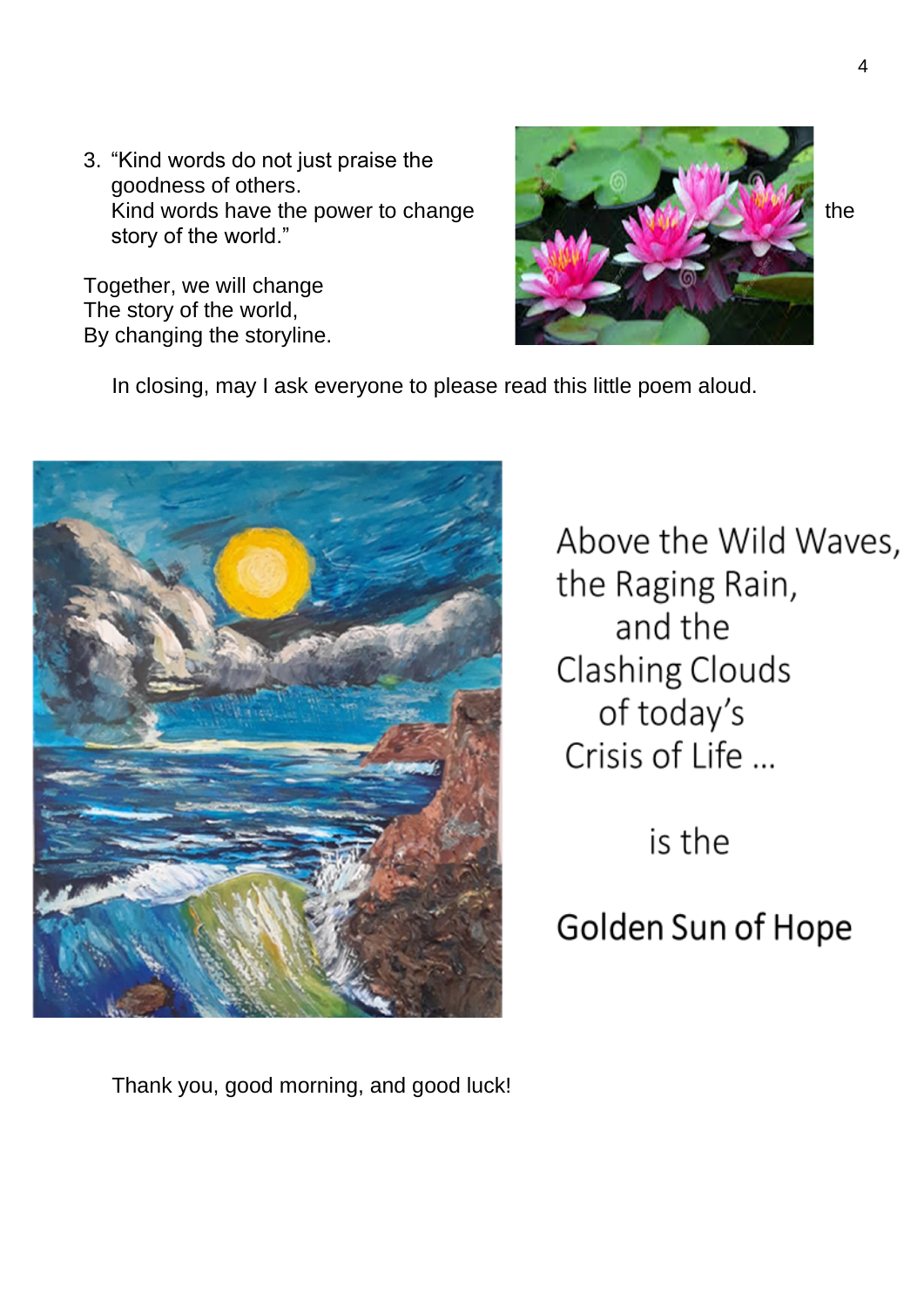3. "Kind words do not just praise the goodness of others.
   Kind words have the power to change the story of the world."

Together, we will change
The story of the world,
By changing the storyline.

In closing, may I ask everyone to please read this little poem aloud.

Above the Wild Waves,
the Raging Rain,
and the
Clashing Clouds
of today's
Crisis of Life …

is the

**Golden Sun of Hope**

Thank you, good morning, and good luck!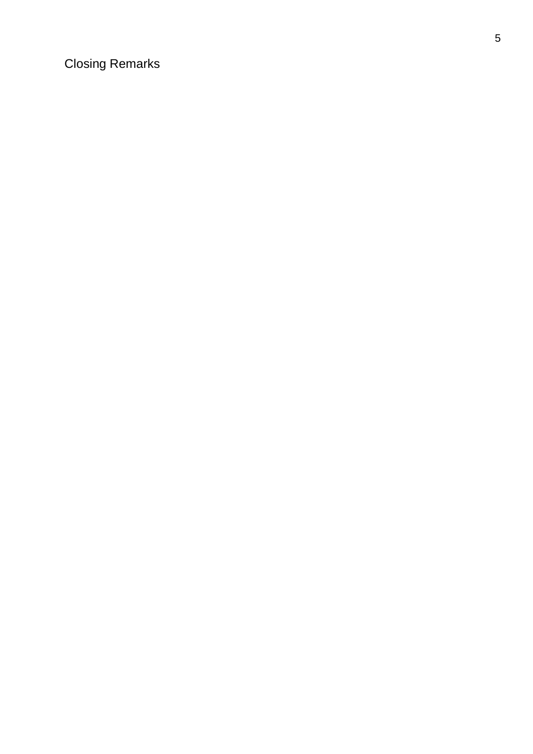# Closing Remarks